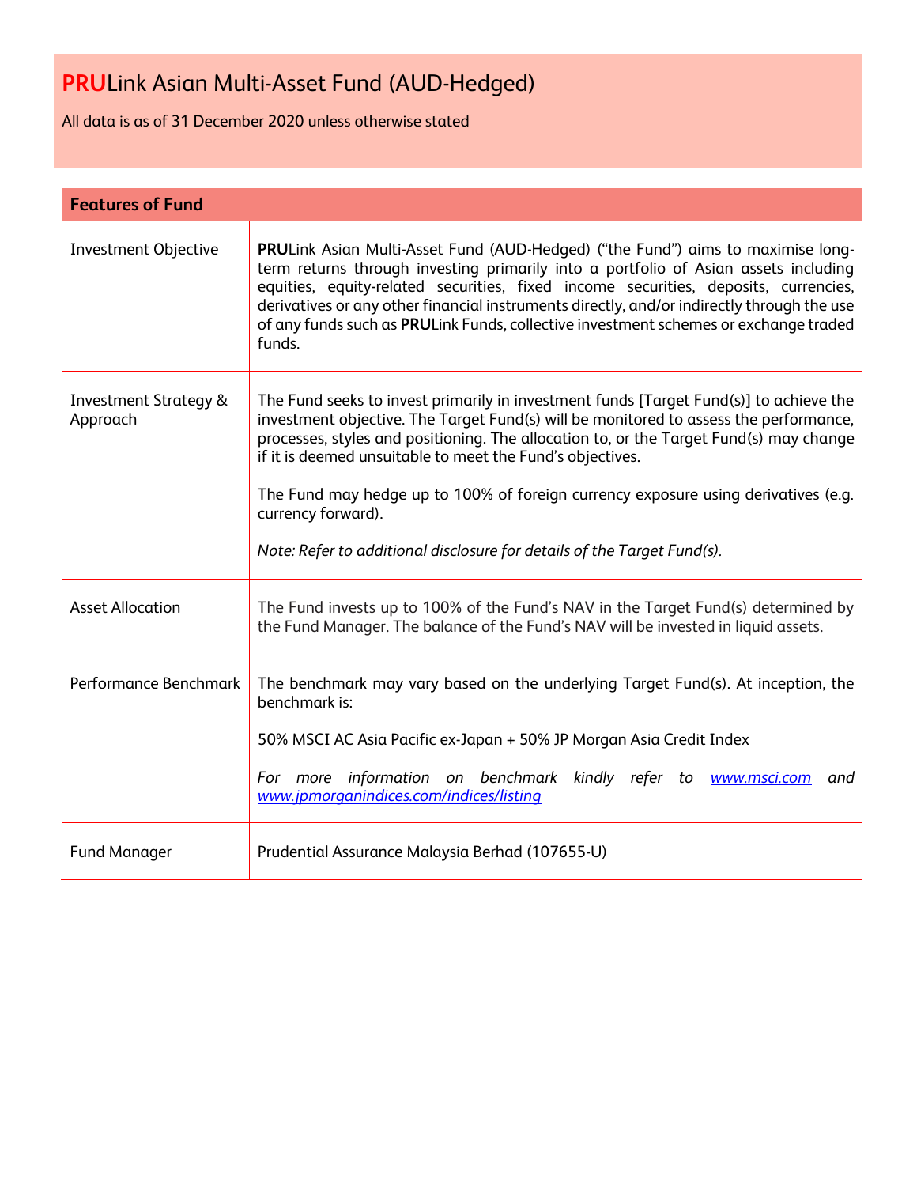# **PRU**Link Asian Multi-Asset Fund (AUD-Hedged)

All data is as of 31 December 2020 unless otherwise stated

| Features of Fund | |
|---|---|
| Investment Objective | **PRU**Link Asian Multi-Asset Fund (AUD-Hedged) ("the Fund") aims to maximise long-term returns through investing primarily into a portfolio of Asian assets including equities, equity-related securities, fixed income securities, deposits, currencies, derivatives or any other financial instruments directly, and/or indirectly through the use of any funds such as **PRU**Link Funds, collective investment schemes or exchange traded funds. |
| Investment Strategy & Approach | The Fund seeks to invest primarily in investment funds [Target Fund(s)] to achieve the investment objective. The Target Fund(s) will be monitored to assess the performance, processes, styles and positioning. The allocation to, or the Target Fund(s) may change if it is deemed unsuitable to meet the Fund's objectives.<br><br>The Fund may hedge up to 100% of foreign currency exposure using derivatives (e.g. currency forward).<br><br>*Note: Refer to additional disclosure for details of the Target Fund(s).* |
| Asset Allocation | The Fund invests up to 100% of the Fund's NAV in the Target Fund(s) determined by the Fund Manager. The balance of the Fund's NAV will be invested in liquid assets. |
| Performance Benchmark | The benchmark may vary based on the underlying Target Fund(s). At inception, the benchmark is:<br><br>50% MSCI AC Asia Pacific ex-Japan + 50% JP Morgan Asia Credit Index<br><br>*For more information on benchmark kindly refer to www.msci.com and www.jpmorganindices.com/indices/listing* |
| Fund Manager | Prudential Assurance Malaysia Berhad (107655-U) |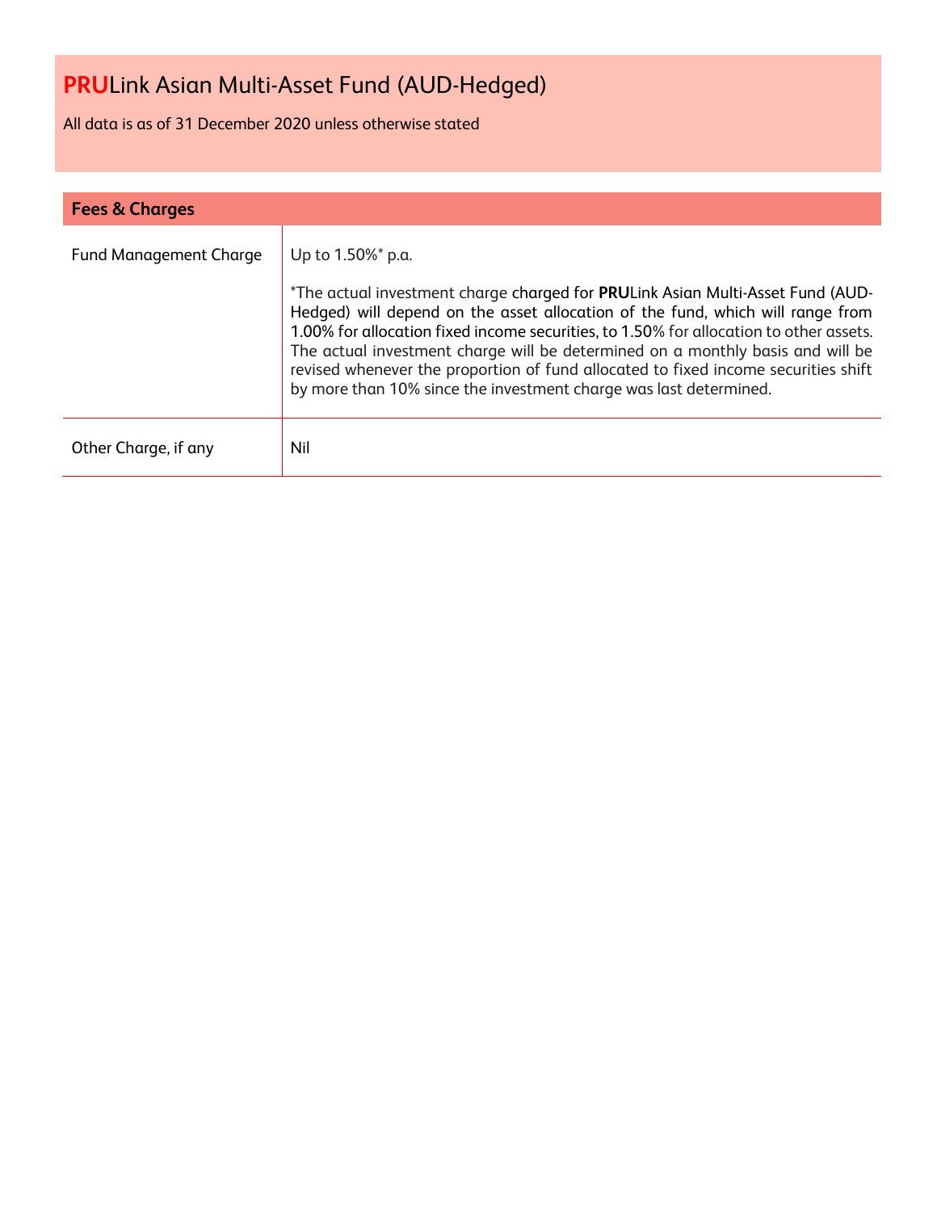# **PRU**Link Asian Multi-Asset Fund (AUD-Hedged)

All data is as of 31 December 2020 unless otherwise stated

| **Fees & Charges** | |
|---|---|
| Fund Management Charge | Up to 1.50%* p.a.<br><br>*The actual investment charge charged for **PRU**Link Asian Multi-Asset Fund (AUD-Hedged) will depend on the asset allocation of the fund, which will range from 1.00% for allocation fixed income securities, to 1.50% for allocation to other assets. The actual investment charge will be determined on a monthly basis and will be revised whenever the proportion of fund allocated to fixed income securities shift by more than 10% since the investment charge was last determined. |
| Other Charge, if any | Nil |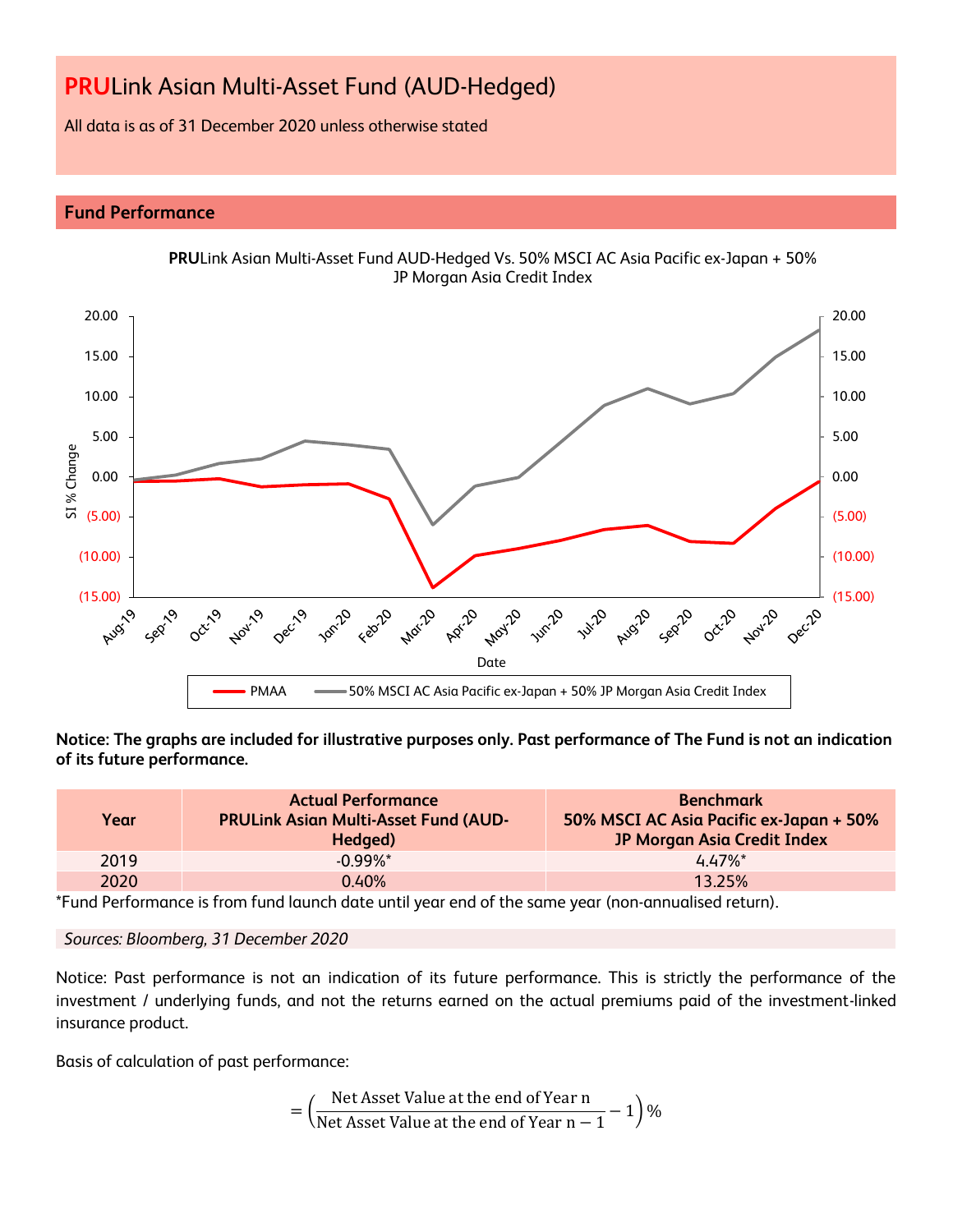# **PRU**Link Asian Multi-Asset Fund (AUD-Hedged)

All data is as of 31 December 2020 unless otherwise stated

## Fund Performance

**PRU**Link Asian Multi-Asset Fund AUD-Hedged Vs. 50% MSCI AC Asia Pacific ex-Japan + 50% JP Morgan Asia Credit Index

**Notice: The graphs are included for illustrative purposes only. Past performance of The Fund is not an indication of its future performance.**

| Year | Actual Performance PRULink Asian Multi-Asset Fund (AUD-Hedged) | Benchmark 50% MSCI AC Asia Pacific ex-Japan + 50% JP Morgan Asia Credit Index |
|---|---|---|
| 2019 | -0.99%* | 4.47%* |
| 2020 | 0.40% | 13.25% |

*Fund Performance is from fund launch date until year end of the same year (non-annualised return).

*Sources: Bloomberg, 31 December 2020*

Notice: Past performance is not an indication of its future performance. This is strictly the performance of the investment / underlying funds, and not the returns earned on the actual premiums paid of the investment-linked insurance product.

Basis of calculation of past performance:

$$= \left(\frac{\text{Net Asset Value at the end of Year n}}{\text{Net Asset Value at the end of Year n} - 1} - 1\right)\%$$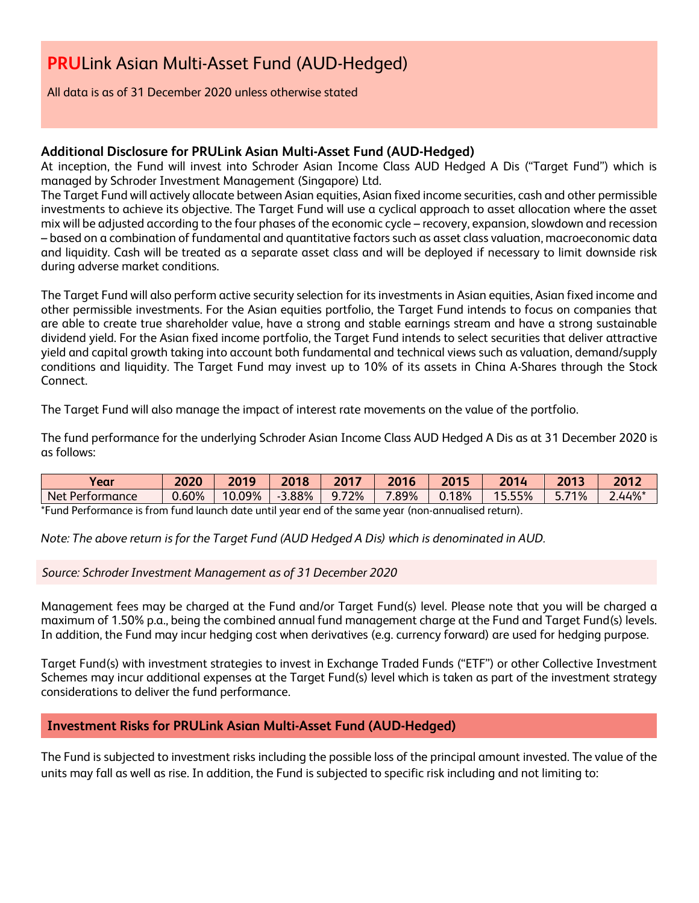# PRULink Asian Multi-Asset Fund (AUD-Hedged)

All data is as of 31 December 2020 unless otherwise stated

### Additional Disclosure for PRULink Asian Multi-Asset Fund (AUD-Hedged)

At inception, the Fund will invest into Schroder Asian Income Class AUD Hedged A Dis ("Target Fund") which is managed by Schroder Investment Management (Singapore) Ltd.

The Target Fund will actively allocate between Asian equities, Asian fixed income securities, cash and other permissible investments to achieve its objective. The Target Fund will use a cyclical approach to asset allocation where the asset mix will be adjusted according to the four phases of the economic cycle – recovery, expansion, slowdown and recession – based on a combination of fundamental and quantitative factors such as asset class valuation, macroeconomic data and liquidity. Cash will be treated as a separate asset class and will be deployed if necessary to limit downside risk during adverse market conditions.

The Target Fund will also perform active security selection for its investments in Asian equities, Asian fixed income and other permissible investments. For the Asian equities portfolio, the Target Fund intends to focus on companies that are able to create true shareholder value, have a strong and stable earnings stream and have a strong sustainable dividend yield. For the Asian fixed income portfolio, the Target Fund intends to select securities that deliver attractive yield and capital growth taking into account both fundamental and technical views such as valuation, demand/supply conditions and liquidity. The Target Fund may invest up to 10% of its assets in China A-Shares through the Stock Connect.

The Target Fund will also manage the impact of interest rate movements on the value of the portfolio.

The fund performance for the underlying Schroder Asian Income Class AUD Hedged A Dis as at 31 December 2020 is as follows:

| Year | 2020 | 2019 | 2018 | 2017 | 2016 | 2015 | 2014 | 2013 | 2012 |
|---|---|---|---|---|---|---|---|---|---|
| Net Performance | 0.60% | 10.09% | -3.88% | 9.72% | 7.89% | 0.18% | 15.55% | 5.71% | 2.44%* |

*Fund Performance is from fund launch date until year end of the same year (non-annualised return).

*Note: The above return is for the Target Fund (AUD Hedged A Dis) which is denominated in AUD.*

*Source: Schroder Investment Management as of 31 December 2020*

Management fees may be charged at the Fund and/or Target Fund(s) level. Please note that you will be charged a maximum of 1.50% p.a., being the combined annual fund management charge at the Fund and Target Fund(s) levels. In addition, the Fund may incur hedging cost when derivatives (e.g. currency forward) are used for hedging purpose.

Target Fund(s) with investment strategies to invest in Exchange Traded Funds ("ETF") or other Collective Investment Schemes may incur additional expenses at the Target Fund(s) level which is taken as part of the investment strategy considerations to deliver the fund performance.

### Investment Risks for PRULink Asian Multi-Asset Fund (AUD-Hedged)

The Fund is subjected to investment risks including the possible loss of the principal amount invested. The value of the units may fall as well as rise. In addition, the Fund is subjected to specific risk including and not limiting to: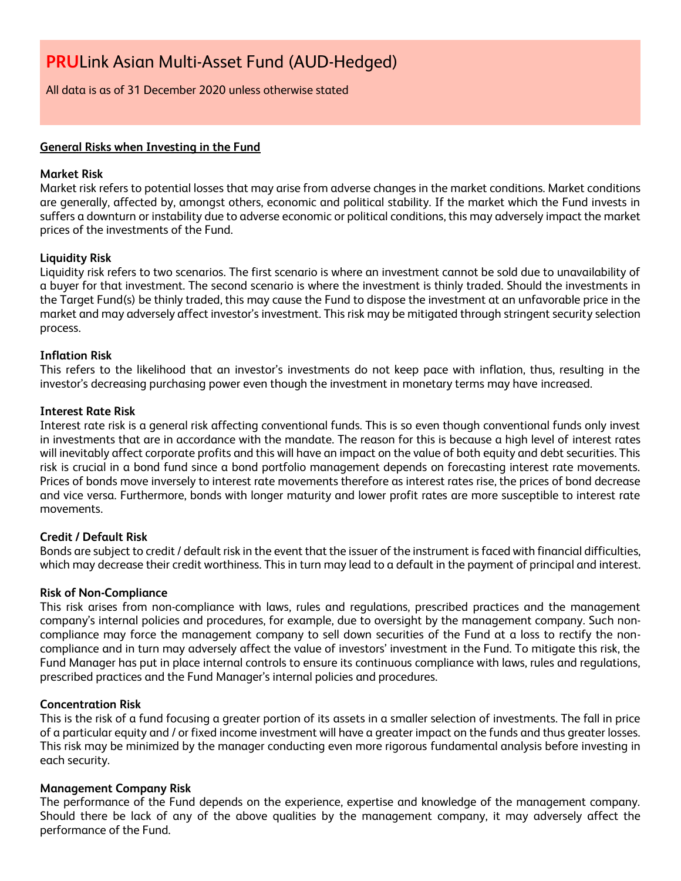# **PRU**Link Asian Multi-Asset Fund (AUD-Hedged)

All data is as of 31 December 2020 unless otherwise stated

## General Risks when Investing in the Fund

### Market Risk

Market risk refers to potential losses that may arise from adverse changes in the market conditions. Market conditions are generally, affected by, amongst others, economic and political stability. If the market which the Fund invests in suffers a downturn or instability due to adverse economic or political conditions, this may adversely impact the market prices of the investments of the Fund.

### Liquidity Risk

Liquidity risk refers to two scenarios. The first scenario is where an investment cannot be sold due to unavailability of a buyer for that investment. The second scenario is where the investment is thinly traded. Should the investments in the Target Fund(s) be thinly traded, this may cause the Fund to dispose the investment at an unfavorable price in the market and may adversely affect investor's investment. This risk may be mitigated through stringent security selection process.

### Inflation Risk

This refers to the likelihood that an investor's investments do not keep pace with inflation, thus, resulting in the investor's decreasing purchasing power even though the investment in monetary terms may have increased.

### Interest Rate Risk

Interest rate risk is a general risk affecting conventional funds. This is so even though conventional funds only invest in investments that are in accordance with the mandate. The reason for this is because a high level of interest rates will inevitably affect corporate profits and this will have an impact on the value of both equity and debt securities. This risk is crucial in a bond fund since a bond portfolio management depends on forecasting interest rate movements. Prices of bonds move inversely to interest rate movements therefore as interest rates rise, the prices of bond decrease and vice versa. Furthermore, bonds with longer maturity and lower profit rates are more susceptible to interest rate movements.

### Credit / Default Risk

Bonds are subject to credit / default risk in the event that the issuer of the instrument is faced with financial difficulties, which may decrease their credit worthiness. This in turn may lead to a default in the payment of principal and interest.

### Risk of Non-Compliance

This risk arises from non-compliance with laws, rules and regulations, prescribed practices and the management company's internal policies and procedures, for example, due to oversight by the management company. Such non-compliance may force the management company to sell down securities of the Fund at a loss to rectify the non-compliance and in turn may adversely affect the value of investors' investment in the Fund. To mitigate this risk, the Fund Manager has put in place internal controls to ensure its continuous compliance with laws, rules and regulations, prescribed practices and the Fund Manager's internal policies and procedures.

### Concentration Risk

This is the risk of a fund focusing a greater portion of its assets in a smaller selection of investments. The fall in price of a particular equity and / or fixed income investment will have a greater impact on the funds and thus greater losses. This risk may be minimized by the manager conducting even more rigorous fundamental analysis before investing in each security.

### Management Company Risk

The performance of the Fund depends on the experience, expertise and knowledge of the management company. Should there be lack of any of the above qualities by the management company, it may adversely affect the performance of the Fund.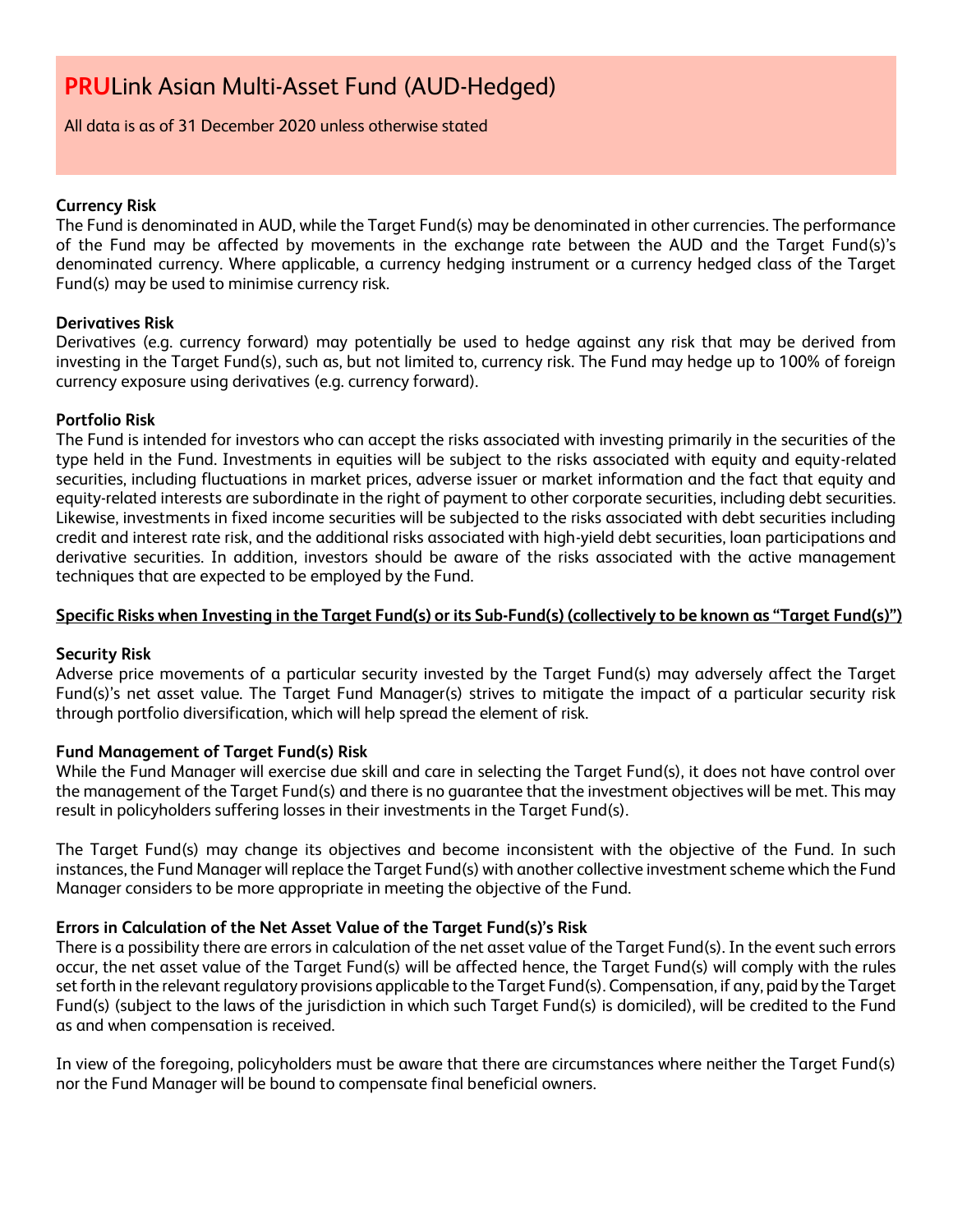# **PRU**Link Asian Multi-Asset Fund (AUD-Hedged)

All data is as of 31 December 2020 unless otherwise stated

**Currency Risk**
The Fund is denominated in AUD, while the Target Fund(s) may be denominated in other currencies. The performance of the Fund may be affected by movements in the exchange rate between the AUD and the Target Fund(s)'s denominated currency. Where applicable, a currency hedging instrument or a currency hedged class of the Target Fund(s) may be used to minimise currency risk.

**Derivatives Risk**
Derivatives (e.g. currency forward) may potentially be used to hedge against any risk that may be derived from investing in the Target Fund(s), such as, but not limited to, currency risk. The Fund may hedge up to 100% of foreign currency exposure using derivatives (e.g. currency forward).

**Portfolio Risk**
The Fund is intended for investors who can accept the risks associated with investing primarily in the securities of the type held in the Fund. Investments in equities will be subject to the risks associated with equity and equity-related securities, including fluctuations in market prices, adverse issuer or market information and the fact that equity and equity-related interests are subordinate in the right of payment to other corporate securities, including debt securities. Likewise, investments in fixed income securities will be subjected to the risks associated with debt securities including credit and interest rate risk, and the additional risks associated with high-yield debt securities, loan participations and derivative securities. In addition, investors should be aware of the risks associated with the active management techniques that are expected to be employed by the Fund.

**<u>Specific Risks when Investing in the Target Fund(s) or its Sub-Fund(s) (collectively to be known as "Target Fund(s)")</u>**

**Security Risk**
Adverse price movements of a particular security invested by the Target Fund(s) may adversely affect the Target Fund(s)'s net asset value. The Target Fund Manager(s) strives to mitigate the impact of a particular security risk through portfolio diversification, which will help spread the element of risk.

**Fund Management of Target Fund(s) Risk**
While the Fund Manager will exercise due skill and care in selecting the Target Fund(s), it does not have control over the management of the Target Fund(s) and there is no guarantee that the investment objectives will be met. This may result in policyholders suffering losses in their investments in the Target Fund(s).

The Target Fund(s) may change its objectives and become inconsistent with the objective of the Fund. In such instances, the Fund Manager will replace the Target Fund(s) with another collective investment scheme which the Fund Manager considers to be more appropriate in meeting the objective of the Fund.

**Errors in Calculation of the Net Asset Value of the Target Fund(s)'s Risk**
There is a possibility there are errors in calculation of the net asset value of the Target Fund(s). In the event such errors occur, the net asset value of the Target Fund(s) will be affected hence, the Target Fund(s) will comply with the rules set forth in the relevant regulatory provisions applicable to the Target Fund(s). Compensation, if any, paid by the Target Fund(s) (subject to the laws of the jurisdiction in which such Target Fund(s) is domiciled), will be credited to the Fund as and when compensation is received.

In view of the foregoing, policyholders must be aware that there are circumstances where neither the Target Fund(s) nor the Fund Manager will be bound to compensate final beneficial owners.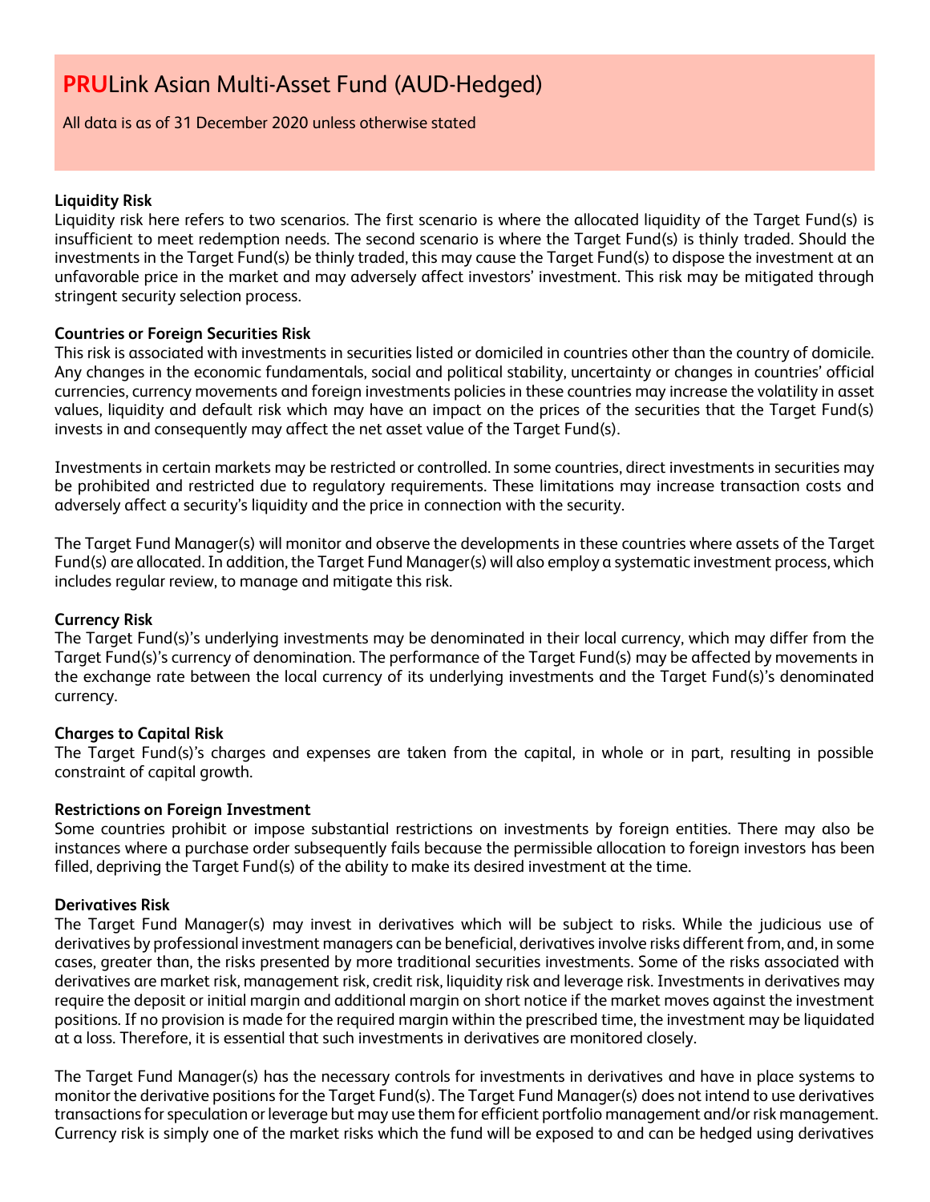# **PRU**Link Asian Multi-Asset Fund (AUD-Hedged)

All data is as of 31 December 2020 unless otherwise stated

**Liquidity Risk**

Liquidity risk here refers to two scenarios. The first scenario is where the allocated liquidity of the Target Fund(s) is insufficient to meet redemption needs. The second scenario is where the Target Fund(s) is thinly traded. Should the investments in the Target Fund(s) be thinly traded, this may cause the Target Fund(s) to dispose the investment at an unfavorable price in the market and may adversely affect investors' investment. This risk may be mitigated through stringent security selection process.

**Countries or Foreign Securities Risk**

This risk is associated with investments in securities listed or domiciled in countries other than the country of domicile. Any changes in the economic fundamentals, social and political stability, uncertainty or changes in countries' official currencies, currency movements and foreign investments policies in these countries may increase the volatility in asset values, liquidity and default risk which may have an impact on the prices of the securities that the Target Fund(s) invests in and consequently may affect the net asset value of the Target Fund(s).

Investments in certain markets may be restricted or controlled. In some countries, direct investments in securities may be prohibited and restricted due to regulatory requirements. These limitations may increase transaction costs and adversely affect a security's liquidity and the price in connection with the security.

The Target Fund Manager(s) will monitor and observe the developments in these countries where assets of the Target Fund(s) are allocated. In addition, the Target Fund Manager(s) will also employ a systematic investment process, which includes regular review, to manage and mitigate this risk.

**Currency Risk**

The Target Fund(s)'s underlying investments may be denominated in their local currency, which may differ from the Target Fund(s)'s currency of denomination. The performance of the Target Fund(s) may be affected by movements in the exchange rate between the local currency of its underlying investments and the Target Fund(s)'s denominated currency.

**Charges to Capital Risk**

The Target Fund(s)'s charges and expenses are taken from the capital, in whole or in part, resulting in possible constraint of capital growth.

**Restrictions on Foreign Investment**

Some countries prohibit or impose substantial restrictions on investments by foreign entities. There may also be instances where a purchase order subsequently fails because the permissible allocation to foreign investors has been filled, depriving the Target Fund(s) of the ability to make its desired investment at the time.

**Derivatives Risk**

The Target Fund Manager(s) may invest in derivatives which will be subject to risks. While the judicious use of derivatives by professional investment managers can be beneficial, derivatives involve risks different from, and, in some cases, greater than, the risks presented by more traditional securities investments. Some of the risks associated with derivatives are market risk, management risk, credit risk, liquidity risk and leverage risk. Investments in derivatives may require the deposit or initial margin and additional margin on short notice if the market moves against the investment positions. If no provision is made for the required margin within the prescribed time, the investment may be liquidated at a loss. Therefore, it is essential that such investments in derivatives are monitored closely.

The Target Fund Manager(s) has the necessary controls for investments in derivatives and have in place systems to monitor the derivative positions for the Target Fund(s). The Target Fund Manager(s) does not intend to use derivatives transactions for speculation or leverage but may use them for efficient portfolio management and/or risk management. Currency risk is simply one of the market risks which the fund will be exposed to and can be hedged using derivatives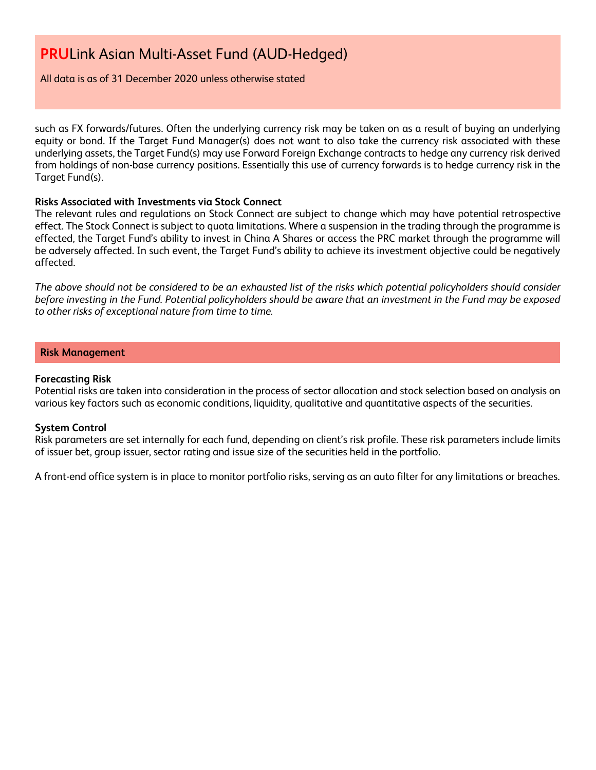such as FX forwards/futures. Often the underlying currency risk may be taken on as a result of buying an underlying equity or bond. If the Target Fund Manager(s) does not want to also take the currency risk associated with these underlying assets, the Target Fund(s) may use Forward Foreign Exchange contracts to hedge any currency risk derived from holdings of non-base currency positions. Essentially this use of currency forwards is to hedge currency risk in the Target Fund(s).

**Risks Associated with Investments via Stock Connect**

The relevant rules and regulations on Stock Connect are subject to change which may have potential retrospective effect. The Stock Connect is subject to quota limitations. Where a suspension in the trading through the programme is effected, the Target Fund's ability to invest in China A Shares or access the PRC market through the programme will be adversely affected. In such event, the Target Fund's ability to achieve its investment objective could be negatively affected.

*The above should not be considered to be an exhausted list of the risks which potential policyholders should consider before investing in the Fund. Potential policyholders should be aware that an investment in the Fund may be exposed to other risks of exceptional nature from time to time.*

## Risk Management

**Forecasting Risk**

Potential risks are taken into consideration in the process of sector allocation and stock selection based on analysis on various key factors such as economic conditions, liquidity, qualitative and quantitative aspects of the securities.

**System Control**

Risk parameters are set internally for each fund, depending on client's risk profile. These risk parameters include limits of issuer bet, group issuer, sector rating and issue size of the securities held in the portfolio.

A front-end office system is in place to monitor portfolio risks, serving as an auto filter for any limitations or breaches.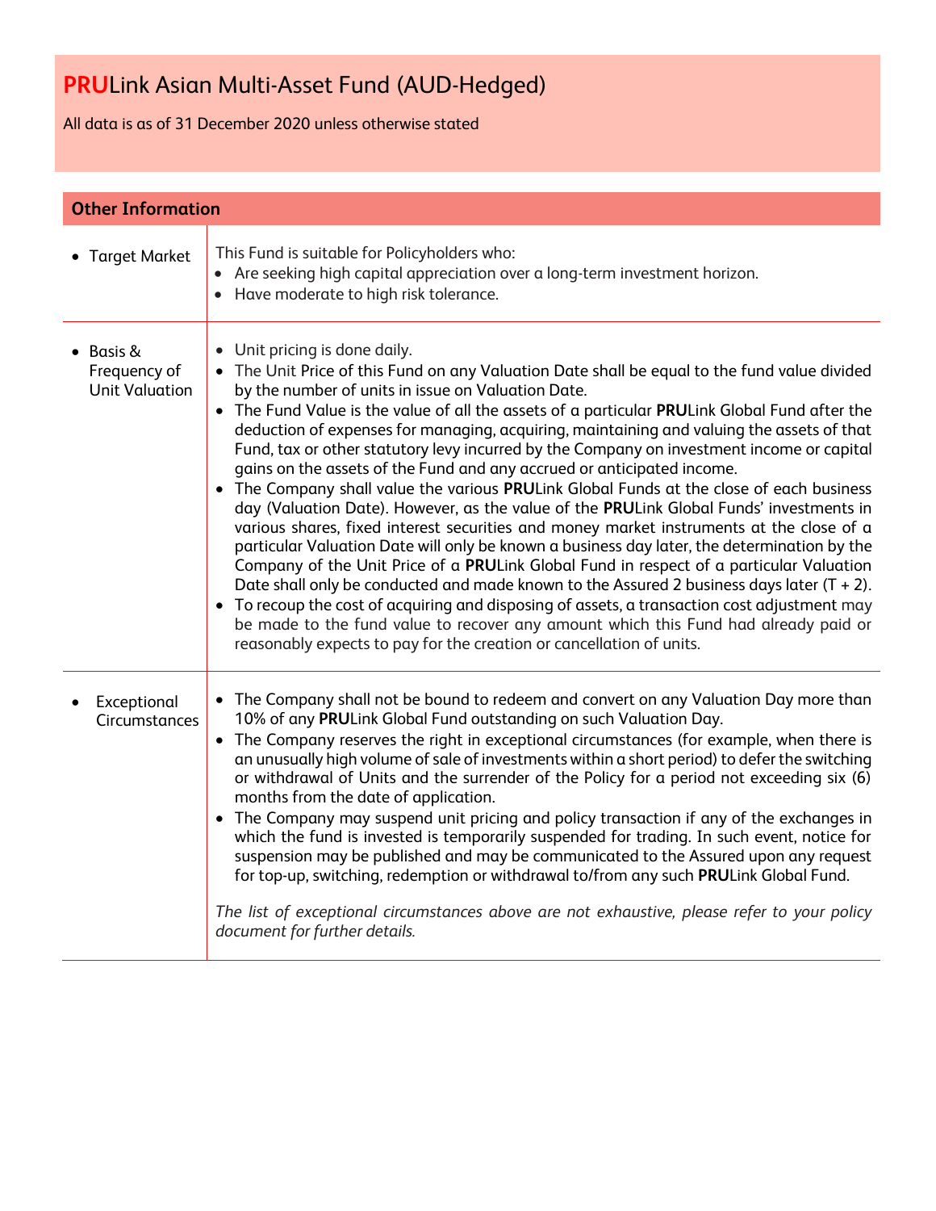# **PRU**Link Asian Multi-Asset Fund (AUD-Hedged)

All data is as of 31 December 2020 unless otherwise stated

## Other Information

| | |
|---|---|
| • Target Market | This Fund is suitable for Policyholders who:<br>• Are seeking high capital appreciation over a long-term investment horizon.<br>• Have moderate to high risk tolerance. |
| • Basis & Frequency of Unit Valuation | • Unit pricing is done daily.<br>• The Unit Price of this Fund on any Valuation Date shall be equal to the fund value divided by the number of units in issue on Valuation Date.<br>• The Fund Value is the value of all the assets of a particular **PRU**Link Global Fund after the deduction of expenses for managing, acquiring, maintaining and valuing the assets of that Fund, tax or other statutory levy incurred by the Company on investment income or capital gains on the assets of the Fund and any accrued or anticipated income.<br>• The Company shall value the various **PRU**Link Global Funds at the close of each business day (Valuation Date). However, as the value of the **PRU**Link Global Funds' investments in various shares, fixed interest securities and money market instruments at the close of a particular Valuation Date will only be known a business day later, the determination by the Company of the Unit Price of a **PRU**Link Global Fund in respect of a particular Valuation Date shall only be conducted and made known to the Assured 2 business days later (T + 2).<br>• To recoup the cost of acquiring and disposing of assets, a transaction cost adjustment may be made to the fund value to recover any amount which this Fund had already paid or reasonably expects to pay for the creation or cancellation of units. |
| • Exceptional Circumstances | • The Company shall not be bound to redeem and convert on any Valuation Day more than 10% of any **PRU**Link Global Fund outstanding on such Valuation Day.<br>• The Company reserves the right in exceptional circumstances (for example, when there is an unusually high volume of sale of investments within a short period) to defer the switching or withdrawal of Units and the surrender of the Policy for a period not exceeding six (6) months from the date of application.<br>• The Company may suspend unit pricing and policy transaction if any of the exchanges in which the fund is invested is temporarily suspended for trading. In such event, notice for suspension may be published and may be communicated to the Assured upon any request for top-up, switching, redemption or withdrawal to/from any such **PRU**Link Global Fund.<br><br>*The list of exceptional circumstances above are not exhaustive, please refer to your policy document for further details.* |